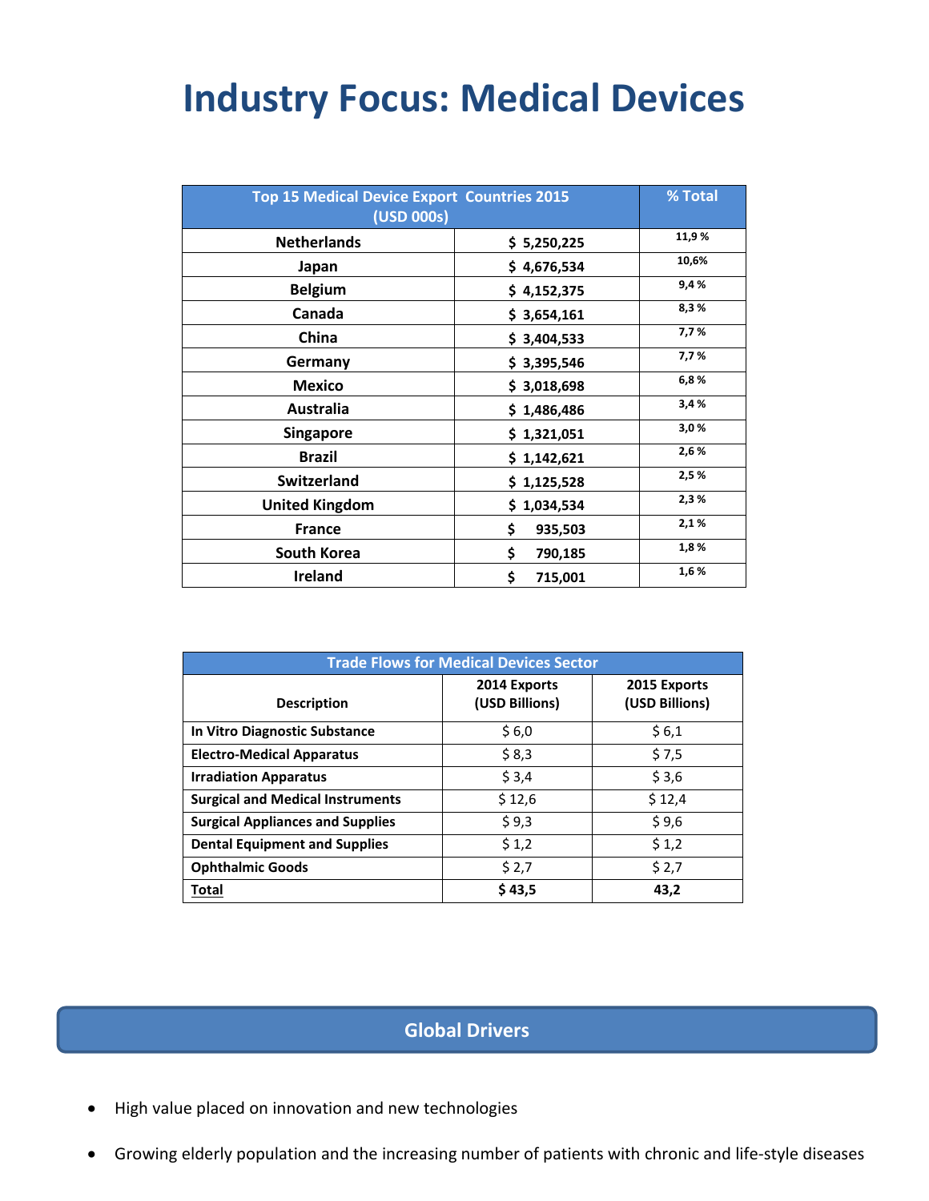# Industry Focus: Medical Devices

| Top 15 Medical Device Export Countries 2015 (USD 000s) | | % Total |
|---|---|---|
| **Netherlands** | **$ 5,250,225** | **11,9 %** |
| **Japan** | **$ 4,676,534** | **10,6%** |
| **Belgium** | **$ 4,152,375** | **9,4 %** |
| **Canada** | **$ 3,654,161** | **8,3 %** |
| **China** | **$ 3,404,533** | **7,7 %** |
| **Germany** | **$ 3,395,546** | **7,7 %** |
| **Mexico** | **$ 3,018,698** | **6,8 %** |
| **Australia** | **$ 1,486,486** | **3,4 %** |
| **Singapore** | **$ 1,321,051** | **3,0 %** |
| **Brazil** | **$ 1,142,621** | **2,6 %** |
| **Switzerland** | **$ 1,125,528** | **2,5 %** |
| **United Kingdom** | **$ 1,034,534** | **2,3 %** |
| **France** | **$ 935,503** | **2,1 %** |
| **South Korea** | **$ 790,185** | **1,8 %** |
| **Ireland** | **$ 715,001** | **1,6 %** |

| Trade Flows for Medical Devices Sector | | |
|---|---|---|
| **Description** | **2014 Exports (USD Billions)** | **2015 Exports (USD Billions)** |
| **In Vitro Diagnostic Substance** | $ 6,0 | $ 6,1 |
| **Electro-Medical Apparatus** | $ 8,3 | $ 7,5 |
| **Irradiation Apparatus** | $ 3,4 | $ 3,6 |
| **Surgical and Medical Instruments** | $ 12,6 | $ 12,4 |
| **Surgical Appliances and Supplies** | $ 9,3 | $ 9,6 |
| **Dental Equipment and Supplies** | $ 1,2 | $ 1,2 |
| **Ophthalmic Goods** | $ 2,7 | $ 2,7 |
| **Total** | **$ 43,5** | **43,2** |

## Global Drivers

- High value placed on innovation and new technologies
- Growing elderly population and the increasing number of patients with chronic and life-style diseases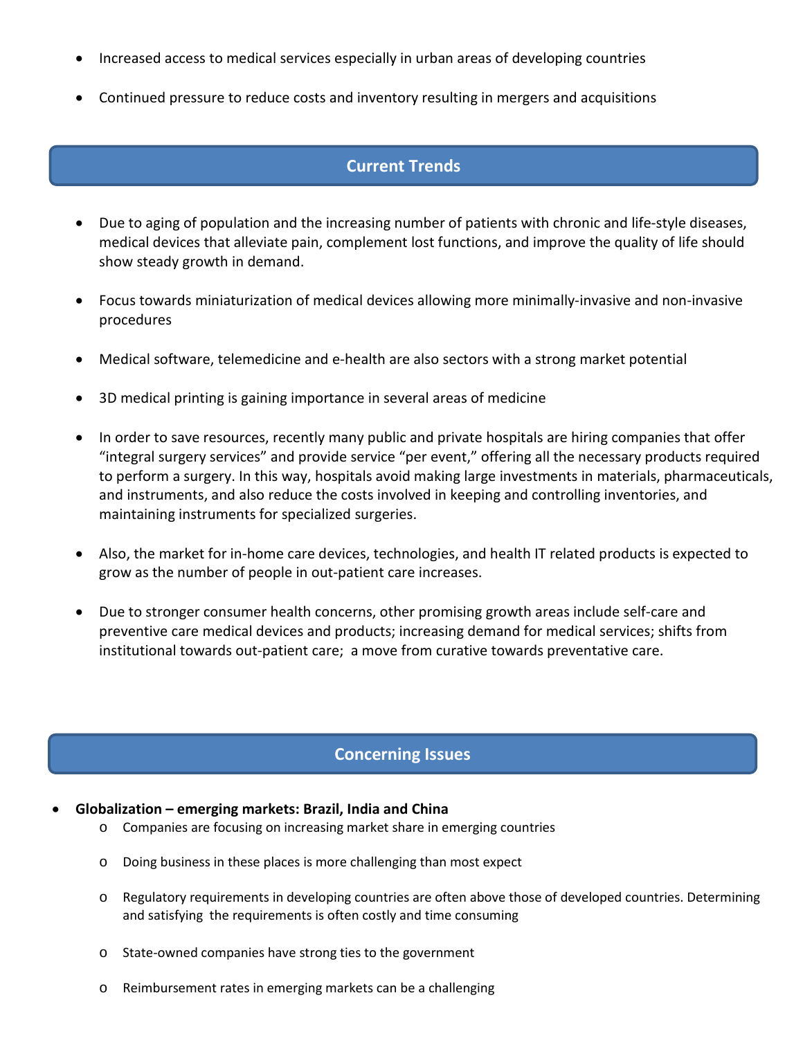- Increased access to medical services especially in urban areas of developing countries
- Continued pressure to reduce costs and inventory resulting in mergers and acquisitions

## Current Trends

- Due to aging of population and the increasing number of patients with chronic and life-style diseases, medical devices that alleviate pain, complement lost functions, and improve the quality of life should show steady growth in demand.
- Focus towards miniaturization of medical devices allowing more minimally-invasive and non-invasive procedures
- Medical software, telemedicine and e-health are also sectors with a strong market potential
- 3D medical printing is gaining importance in several areas of medicine
- In order to save resources, recently many public and private hospitals are hiring companies that offer "integral surgery services" and provide service "per event," offering all the necessary products required to perform a surgery. In this way, hospitals avoid making large investments in materials, pharmaceuticals, and instruments, and also reduce the costs involved in keeping and controlling inventories, and maintaining instruments for specialized surgeries.
- Also, the market for in-home care devices, technologies, and health IT related products is expected to grow as the number of people in out-patient care increases.
- Due to stronger consumer health concerns, other promising growth areas include self-care and preventive care medical devices and products; increasing demand for medical services; shifts from institutional towards out-patient care; a move from curative towards preventative care.

## Concerning Issues

- **Globalization – emerging markets: Brazil, India and China**
  - Companies are focusing on increasing market share in emerging countries
  - Doing business in these places is more challenging than most expect
  - Regulatory requirements in developing countries are often above those of developed countries. Determining and satisfying the requirements is often costly and time consuming
  - State-owned companies have strong ties to the government
  - Reimbursement rates in emerging markets can be a challenging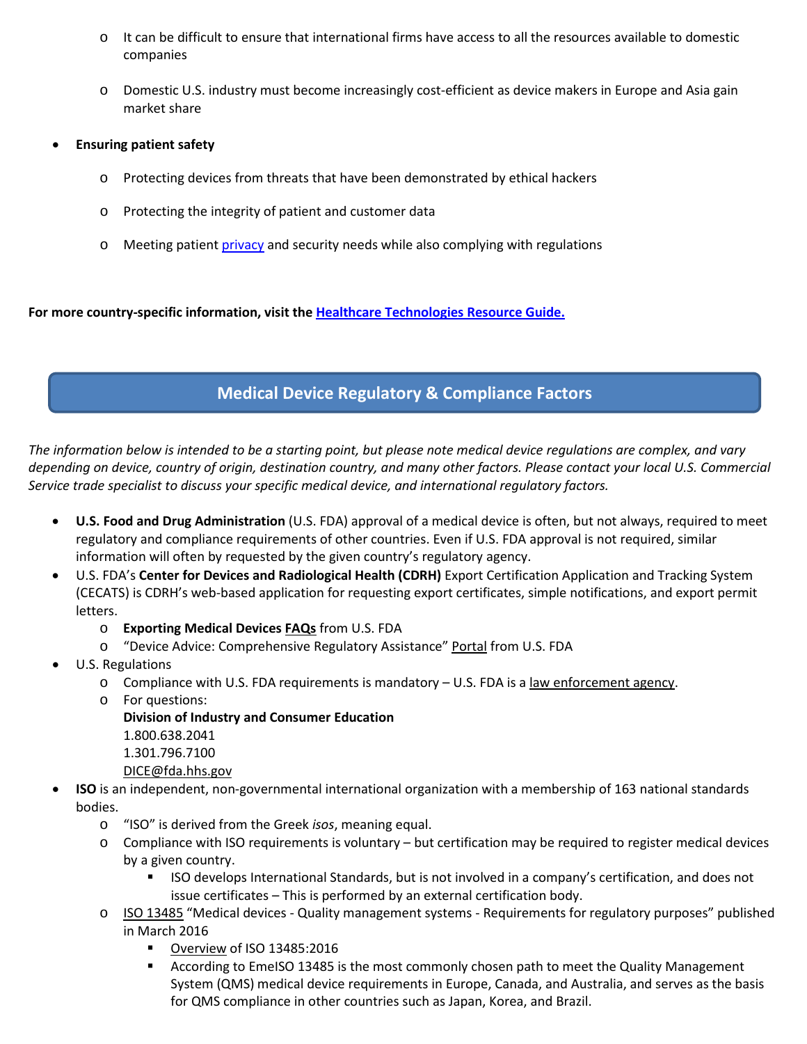- It can be difficult to ensure that international firms have access to all the resources available to domestic companies
- Domestic U.S. industry must become increasingly cost-efficient as device makers in Europe and Asia gain market share

- **Ensuring patient safety**
  - Protecting devices from threats that have been demonstrated by ethical hackers
  - Protecting the integrity of patient and customer data
  - Meeting patient privacy and security needs while also complying with regulations

**For more country-specific information, visit the Healthcare Technologies Resource Guide.**

## Medical Device Regulatory & Compliance Factors

*The information below is intended to be a starting point, but please note medical device regulations are complex, and vary depending on device, country of origin, destination country, and many other factors. Please contact your local U.S. Commercial Service trade specialist to discuss your specific medical device, and international regulatory factors.*

- **U.S. Food and Drug Administration** (U.S. FDA) approval of a medical device is often, but not always, required to meet regulatory and compliance requirements of other countries. Even if U.S. FDA approval is not required, similar information will often by requested by the given country's regulatory agency.
- U.S. FDA's **Center for Devices and Radiological Health (CDRH)** Export Certification Application and Tracking System (CECATS) is CDRH's web-based application for requesting export certificates, simple notifications, and export permit letters.
  - **Exporting Medical Devices FAQs** from U.S. FDA
  - "Device Advice: Comprehensive Regulatory Assistance" Portal from U.S. FDA
- U.S. Regulations
  - Compliance with U.S. FDA requirements is mandatory – U.S. FDA is a law enforcement agency.
  - For questions:
    **Division of Industry and Consumer Education**
    1.800.638.2041
    1.301.796.7100
    DICE@fda.hhs.gov
- **ISO** is an independent, non-governmental international organization with a membership of 163 national standards bodies.
  - "ISO" is derived from the Greek *isos*, meaning equal.
  - Compliance with ISO requirements is voluntary – but certification may be required to register medical devices by a given country.
    - ISO develops International Standards, but is not involved in a company's certification, and does not issue certificates – This is performed by an external certification body.
  - ISO 13485 "Medical devices - Quality management systems - Requirements for regulatory purposes" published in March 2016
    - Overview of ISO 13485:2016
    - According to EmeISO 13485 is the most commonly chosen path to meet the Quality Management System (QMS) medical device requirements in Europe, Canada, and Australia, and serves as the basis for QMS compliance in other countries such as Japan, Korea, and Brazil.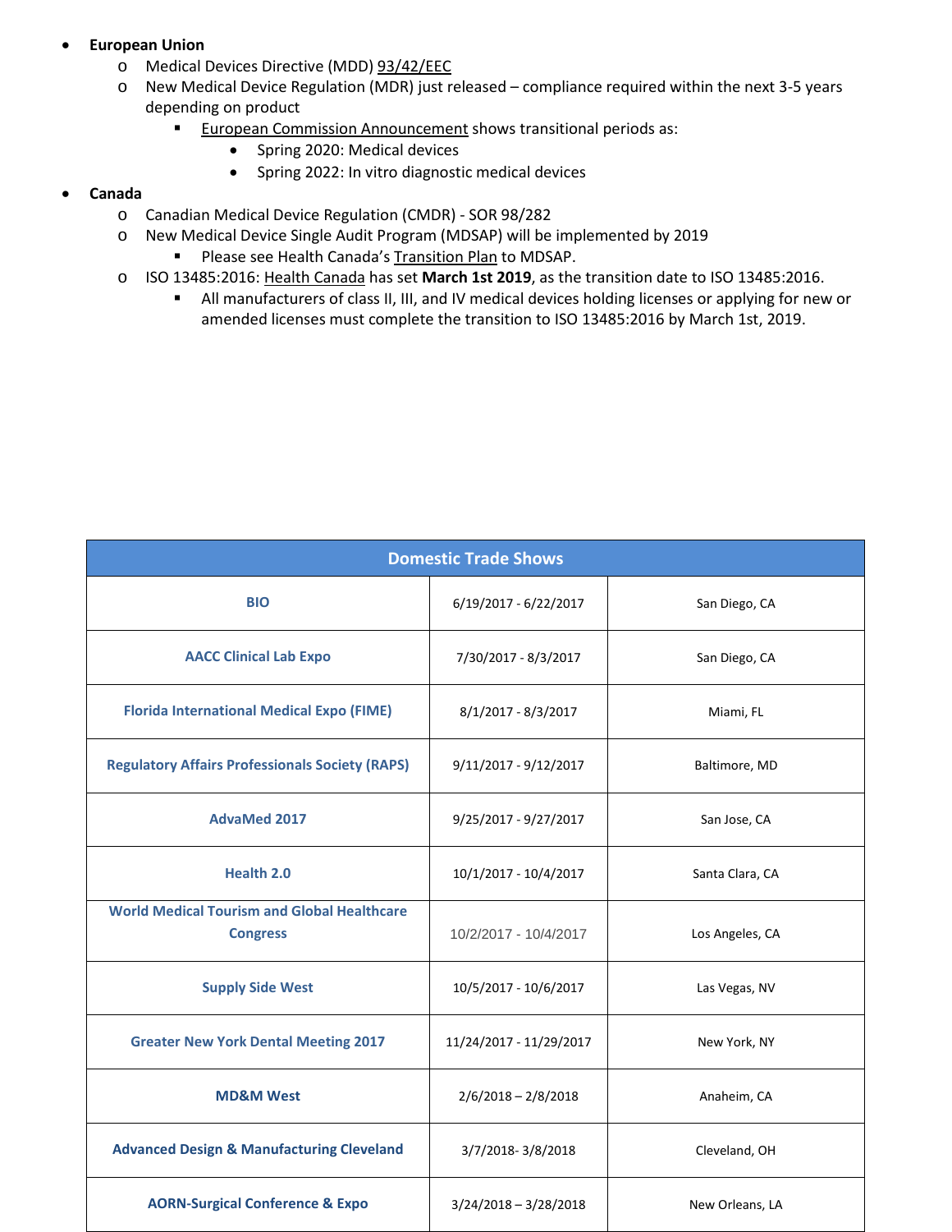- **European Union**
  - Medical Devices Directive (MDD) 93/42/EEC
  - New Medical Device Regulation (MDR) just released – compliance required within the next 3-5 years depending on product
    - European Commission Announcement shows transitional periods as:
      - Spring 2020: Medical devices
      - Spring 2022: In vitro diagnostic medical devices
- **Canada**
  - Canadian Medical Device Regulation (CMDR) - SOR 98/282
  - New Medical Device Single Audit Program (MDSAP) will be implemented by 2019
    - Please see Health Canada's Transition Plan to MDSAP.
  - ISO 13485:2016: Health Canada has set **March 1st 2019**, as the transition date to ISO 13485:2016.
    - All manufacturers of class II, III, and IV medical devices holding licenses or applying for new or amended licenses must complete the transition to ISO 13485:2016 by March 1st, 2019.

| Domestic Trade Shows | | |
|---|---|---|
| **BIO** | 6/19/2017 - 6/22/2017 | San Diego, CA |
| **AACC Clinical Lab Expo** | 7/30/2017 - 8/3/2017 | San Diego, CA |
| **Florida International Medical Expo (FIME)** | 8/1/2017 - 8/3/2017 | Miami, FL |
| **Regulatory Affairs Professionals Society (RAPS)** | 9/11/2017 - 9/12/2017 | Baltimore, MD |
| **AdvaMed 2017** | 9/25/2017 - 9/27/2017 | San Jose, CA |
| **Health 2.0** | 10/1/2017 - 10/4/2017 | Santa Clara, CA |
| **World Medical Tourism and Global Healthcare Congress** | 10/2/2017 - 10/4/2017 | Los Angeles, CA |
| **Supply Side West** | 10/5/2017 - 10/6/2017 | Las Vegas, NV |
| **Greater New York Dental Meeting 2017** | 11/24/2017 - 11/29/2017 | New York, NY |
| **MD&M West** | 2/6/2018 – 2/8/2018 | Anaheim, CA |
| **Advanced Design & Manufacturing Cleveland** | 3/7/2018- 3/8/2018 | Cleveland, OH |
| **AORN-Surgical Conference & Expo** | 3/24/2018 – 3/28/2018 | New Orleans, LA |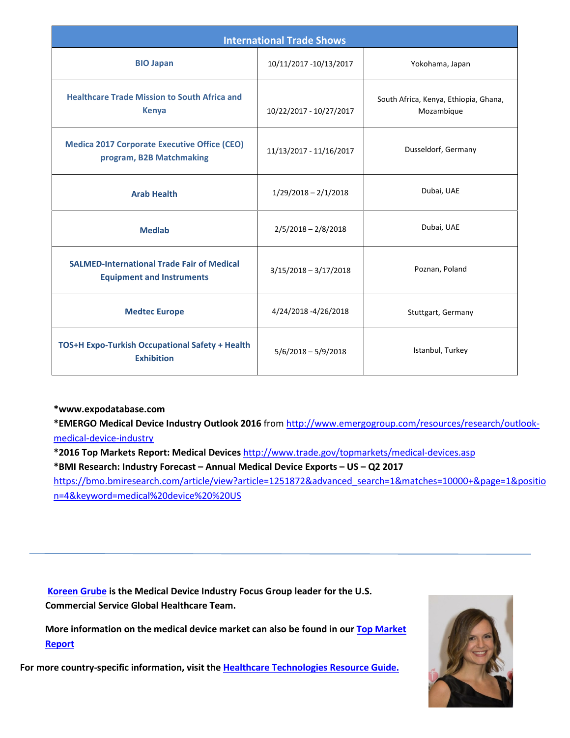| International Trade Shows | | |
|---|---|---|
| BIO Japan | 10/11/2017 -10/13/2017 | Yokohama, Japan |
| Healthcare Trade Mission to South Africa and Kenya | 10/22/2017 - 10/27/2017 | South Africa, Kenya, Ethiopia, Ghana, Mozambique |
| Medica 2017 Corporate Executive Office (CEO) program, B2B Matchmaking | 11/13/2017 - 11/16/2017 | Dusseldorf, Germany |
| Arab Health | 1/29/2018 – 2/1/2018 | Dubai, UAE |
| Medlab | 2/5/2018 – 2/8/2018 | Dubai, UAE |
| SALMED-International Trade Fair of Medical Equipment and Instruments | 3/15/2018 – 3/17/2018 | Poznan, Poland |
| Medtec Europe | 4/24/2018 -4/26/2018 | Stuttgart, Germany |
| TOS+H Expo-Turkish Occupational Safety + Health Exhibition | 5/6/2018 – 5/9/2018 | Istanbul, Turkey |

**\*www.expodatabase.com**
**\*EMERGO Medical Device Industry Outlook 2016** from http://www.emergogroup.com/resources/research/outlook-medical-device-industry
**\*2016 Top Markets Report: Medical Devices** http://www.trade.gov/topmarkets/medical-devices.asp
**\*BMI Research: Industry Forecast – Annual Medical Device Exports – US – Q2 2017**
https://bmo.bmiresearch.com/article/view?article=1251872&advanced_search=1&matches=10000+&page=1&position=4&keyword=medical%20device%20%20US

---

**Koreen Grube is the Medical Device Industry Focus Group leader for the U.S. Commercial Service Global Healthcare Team.**

**More information on the medical device market can also be found in our Top Market Report**

**For more country-specific information, visit the Healthcare Technologies Resource Guide.**